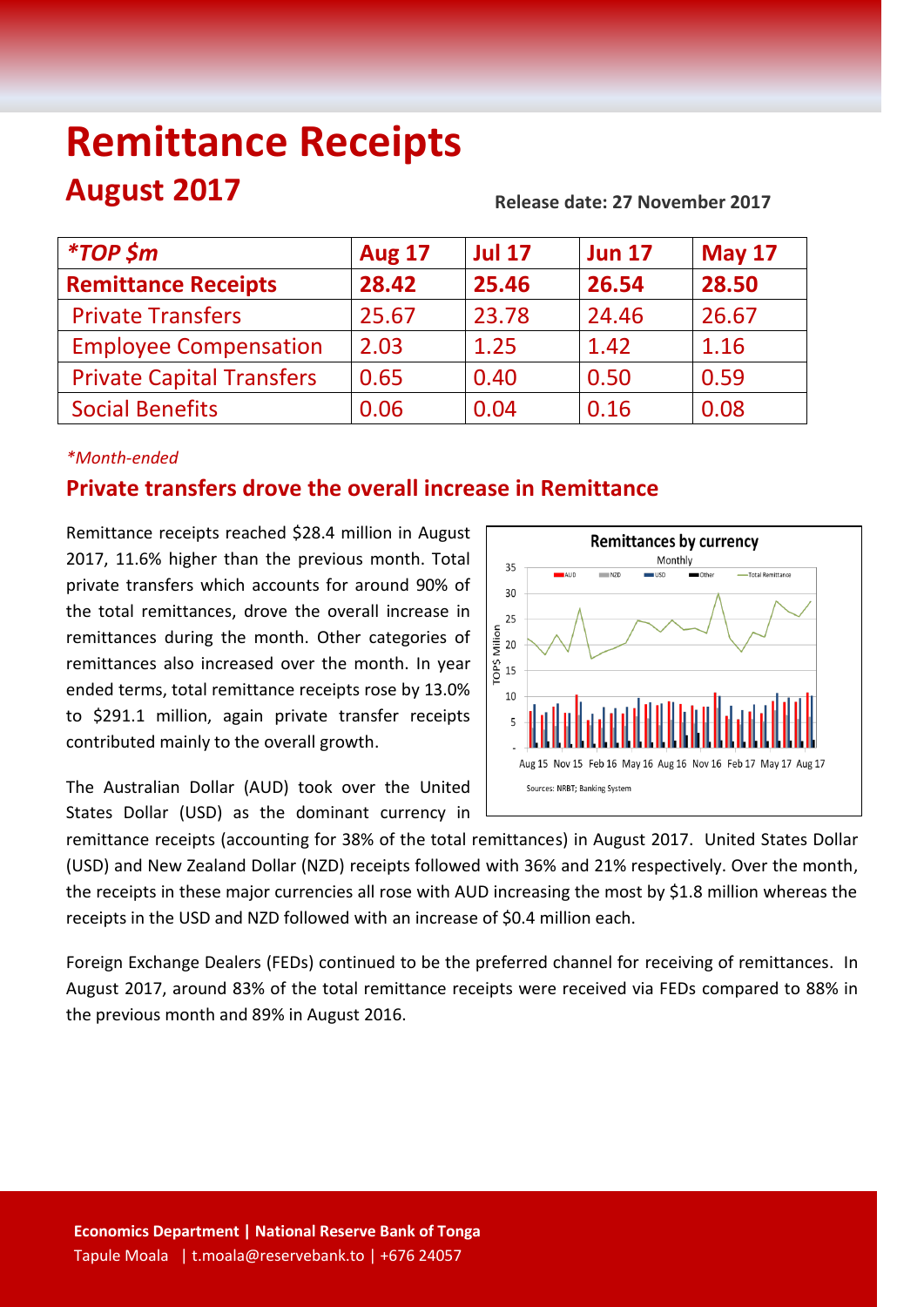# Remittance Receipts

## August 2017

**Release date: 27 November 2017**

| *TOP $m | Aug 17 | Jul 17 | Jun 17 | May 17 |
|---|---|---|---|---|
| **Remittance Receipts** | **28.42** | **25.46** | **26.54** | **28.50** |
| Private Transfers | 25.67 | 23.78 | 24.46 | 26.67 |
| Employee Compensation | 2.03 | 1.25 | 1.42 | 1.16 |
| Private Capital Transfers | 0.65 | 0.40 | 0.50 | 0.59 |
| Social Benefits | 0.06 | 0.04 | 0.16 | 0.08 |

*\*Month-ended*

### Private transfers drove the overall increase in Remittance

Remittance receipts reached $28.4 million in August 2017, 11.6% higher than the previous month. Total private transfers which accounts for around 90% of the total remittances, drove the overall increase in remittances during the month. Other categories of remittances also increased over the month. In year ended terms, total remittance receipts rose by 13.0% to $291.1 million, again private transfer receipts contributed mainly to the overall growth.

The Australian Dollar (AUD) took over the United States Dollar (USD) as the dominant currency in remittance receipts (accounting for 38% of the total remittances) in August 2017. United States Dollar (USD) and New Zealand Dollar (NZD) receipts followed with 36% and 21% respectively. Over the month, the receipts in these major currencies all rose with AUD increasing the most by $1.8 million whereas the receipts in the USD and NZD followed with an increase of $0.4 million each.

Foreign Exchange Dealers (FEDs) continued to be the preferred channel for receiving of remittances. In August 2017, around 83% of the total remittance receipts were received via FEDs compared to 88% in the previous month and 89% in August 2016.

**Economics Department | National Reserve Bank of Tonga**
Tapule Moala | t.moala@reservebank.to | +676 24057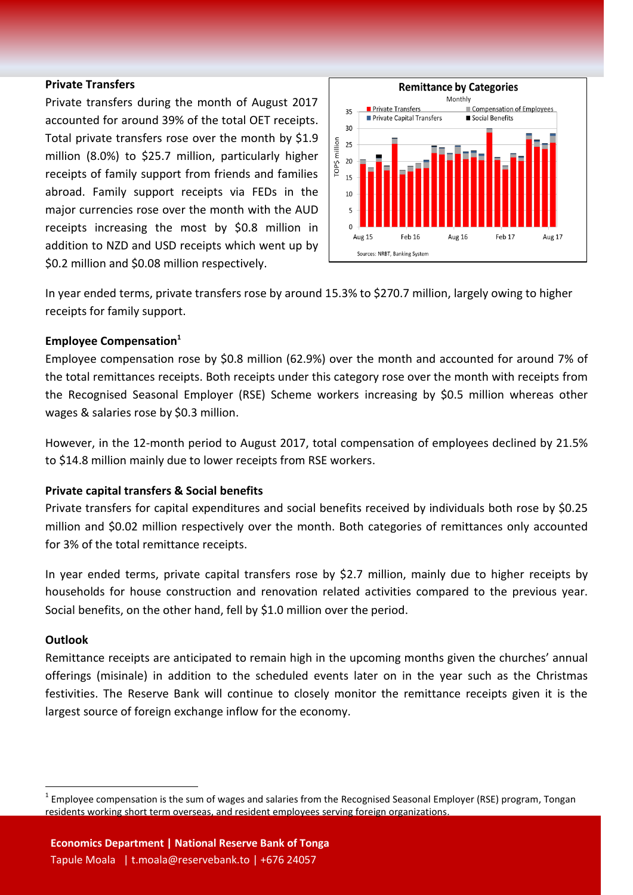## Private Transfers

Private transfers during the month of August 2017 accounted for around 39% of the total OET receipts. Total private transfers rose over the month by $1.9 million (8.0%) to $25.7 million, particularly higher receipts of family support from friends and families abroad. Family support receipts via FEDs in the major currencies rose over the month with the AUD receipts increasing the most by $0.8 million in addition to NZD and USD receipts which went up by $0.2 million and $0.08 million respectively.

In year ended terms, private transfers rose by around 15.3% to $270.7 million, largely owing to higher receipts for family support.

## Employee Compensation[1]

Employee compensation rose by $0.8 million (62.9%) over the month and accounted for around 7% of the total remittances receipts. Both receipts under this category rose over the month with receipts from the Recognised Seasonal Employer (RSE) Scheme workers increasing by $0.5 million whereas other wages & salaries rose by $0.3 million.

However, in the 12-month period to August 2017, total compensation of employees declined by 21.5% to $14.8 million mainly due to lower receipts from RSE workers.

## Private capital transfers & Social benefits

Private transfers for capital expenditures and social benefits received by individuals both rose by $0.25 million and $0.02 million respectively over the month. Both categories of remittances only accounted for 3% of the total remittance receipts.

In year ended terms, private capital transfers rose by $2.7 million, mainly due to higher receipts by households for house construction and renovation related activities compared to the previous year. Social benefits, on the other hand, fell by $1.0 million over the period.

## Outlook

Remittance receipts are anticipated to remain high in the upcoming months given the churches' annual offerings (misinale) in addition to the scheduled events later on in the year such as the Christmas festivities. The Reserve Bank will continue to closely monitor the remittance receipts given it is the largest source of foreign exchange inflow for the economy.

[1] Employee compensation is the sum of wages and salaries from the Recognised Seasonal Employer (RSE) program, Tongan residents working short term overseas, and resident employees serving foreign organizations.

**Economics Department | National Reserve Bank of Tonga**
Tapule Moala | t.moala@reservebank.to | +676 24057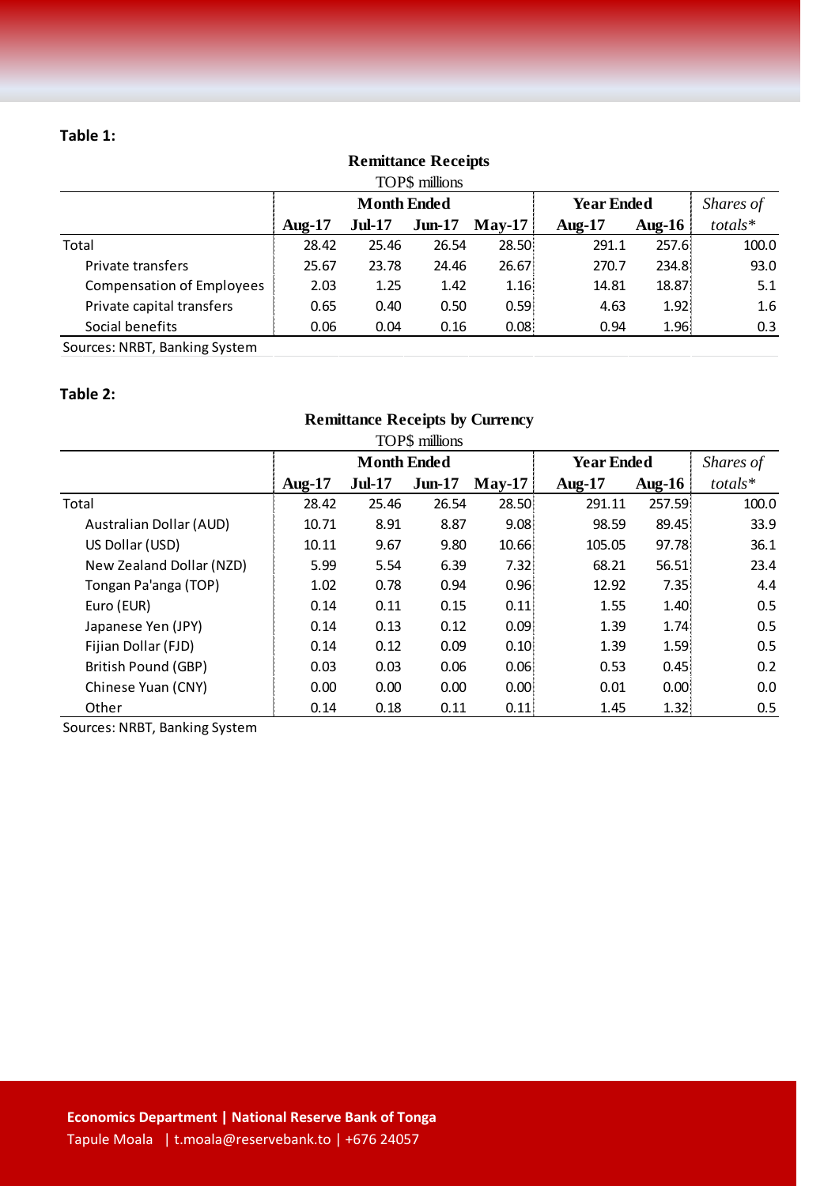**Table 1:**

**Remittance Receipts**

TOP$ millions

| | Month Ended | | | | Year Ended | | *Shares of* |
|---|---|---|---|---|---|---|---|
| | **Aug-17** | **Jul-17** | **Jun-17** | **May-17** | **Aug-17** | **Aug-16** | *totals** |
| Total | 28.42 | 25.46 | 26.54 | 28.50 | 291.1 | 257.6 | 100.0 |
| Private transfers | 25.67 | 23.78 | 24.46 | 26.67 | 270.7 | 234.8 | 93.0 |
| Compensation of Employees | 2.03 | 1.25 | 1.42 | 1.16 | 14.81 | 18.87 | 5.1 |
| Private capital transfers | 0.65 | 0.40 | 0.50 | 0.59 | 4.63 | 1.92 | 1.6 |
| Social benefits | 0.06 | 0.04 | 0.16 | 0.08 | 0.94 | 1.96 | 0.3 |

Sources: NRBT, Banking System

**Table 2:**

**Remittance Receipts by Currency**

TOP$ millions

| | Month Ended | | | | Year Ended | | *Shares of* |
|---|---|---|---|---|---|---|---|
| | **Aug-17** | **Jul-17** | **Jun-17** | **May-17** | **Aug-17** | **Aug-16** | *totals** |
| Total | 28.42 | 25.46 | 26.54 | 28.50 | 291.11 | 257.59 | 100.0 |
| Australian Dollar (AUD) | 10.71 | 8.91 | 8.87 | 9.08 | 98.59 | 89.45 | 33.9 |
| US Dollar (USD) | 10.11 | 9.67 | 9.80 | 10.66 | 105.05 | 97.78 | 36.1 |
| New Zealand Dollar (NZD) | 5.99 | 5.54 | 6.39 | 7.32 | 68.21 | 56.51 | 23.4 |
| Tongan Pa'anga (TOP) | 1.02 | 0.78 | 0.94 | 0.96 | 12.92 | 7.35 | 4.4 |
| Euro (EUR) | 0.14 | 0.11 | 0.15 | 0.11 | 1.55 | 1.40 | 0.5 |
| Japanese Yen (JPY) | 0.14 | 0.13 | 0.12 | 0.09 | 1.39 | 1.74 | 0.5 |
| Fijian Dollar (FJD) | 0.14 | 0.12 | 0.09 | 0.10 | 1.39 | 1.59 | 0.5 |
| British Pound (GBP) | 0.03 | 0.03 | 0.06 | 0.06 | 0.53 | 0.45 | 0.2 |
| Chinese Yuan (CNY) | 0.00 | 0.00 | 0.00 | 0.00 | 0.01 | 0.00 | 0.0 |
| Other | 0.14 | 0.18 | 0.11 | 0.11 | 1.45 | 1.32 | 0.5 |

Sources: NRBT, Banking System

**Economics Department | National Reserve Bank of Tonga**

Tapule Moala | t.moala@reservebank.to | +676 24057